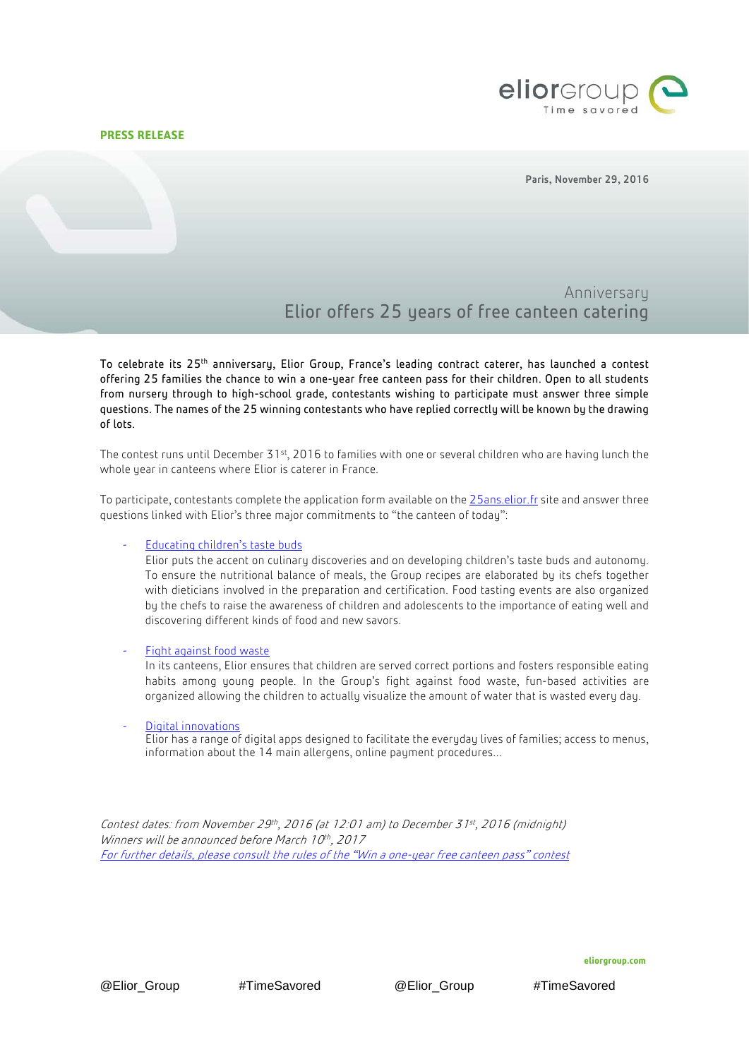**PRESS RELEASE**

Paris, November 29, 2016

## Anniversary
# Elior offers 25 years of free canteen catering

To celebrate its 25th anniversary, Elior Group, France's leading contract caterer, has launched a contest offering 25 families the chance to win a one-year free canteen pass for their children. Open to all students from nursery through to high-school grade, contestants wishing to participate must answer three simple questions. The names of the 25 winning contestants who have replied correctly will be known by the drawing of lots.

The contest runs until December 31st, 2016 to families with one or several children who are having lunch the whole year in canteens where Elior is caterer in France.

To participate, contestants complete the application form available on the 25ans.elior.fr site and answer three questions linked with Elior's three major commitments to "the canteen of today":

- Educating children's taste buds
  Elior puts the accent on culinary discoveries and on developing children's taste buds and autonomy. To ensure the nutritional balance of meals, the Group recipes are elaborated by its chefs together with dieticians involved in the preparation and certification. Food tasting events are also organized by the chefs to raise the awareness of children and adolescents to the importance of eating well and discovering different kinds of food and new savors.

- Fight against food waste
  In its canteens, Elior ensures that children are served correct portions and fosters responsible eating habits among young people. In the Group's fight against food waste, fun-based activities are organized allowing the children to actually visualize the amount of water that is wasted every day.

- Digital innovations
  Elior has a range of digital apps designed to facilitate the everyday lives of families; access to menus, information about the 14 main allergens, online payment procedures…

*Contest dates: from November 29th, 2016 (at 12:01 am) to December 31st, 2016 (midnight)*
*Winners will be announced before March 10th, 2017*
*For further details, please consult the rules of the "Win a one-year free canteen pass" contest*

eliorgroup.com

@Elior_Group #TimeSavored @Elior_Group #TimeSavored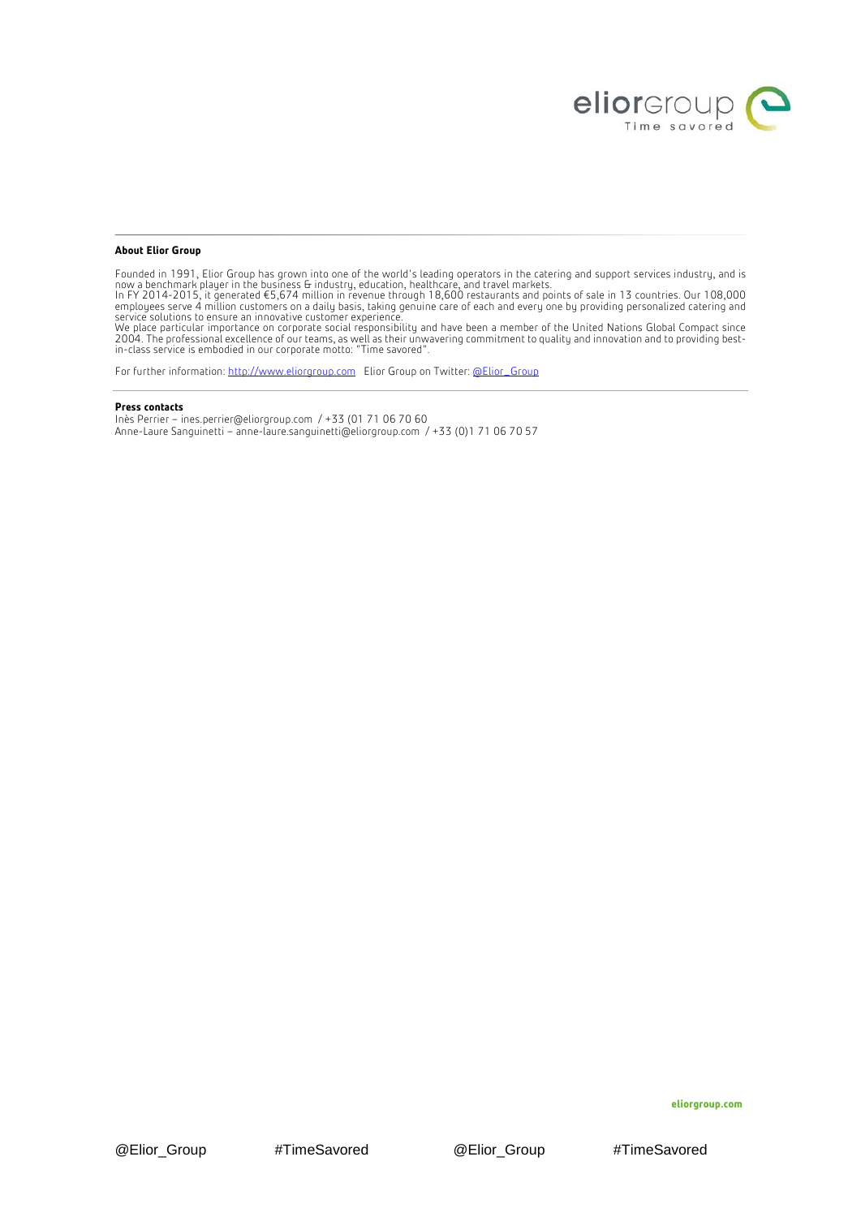**About Elior Group**

Founded in 1991, Elior Group has grown into one of the world's leading operators in the catering and support services industry, and is now a benchmark player in the business & industry, education, healthcare, and travel markets.
In FY 2014-2015, it generated €5,674 million in revenue through 18,600 restaurants and points of sale in 13 countries. Our 108,000 employees serve 4 million customers on a daily basis, taking genuine care of each and every one by providing personalized catering and service solutions to ensure an innovative customer experience.
We place particular importance on corporate social responsibility and have been a member of the United Nations Global Compact since 2004. The professional excellence of our teams, as well as their unwavering commitment to quality and innovation and to providing best-in-class service is embodied in our corporate motto: "Time savored".

For further information: [http://www.eliorgroup.com](http://www.eliorgroup.com) Elior Group on Twitter: [@Elior_Group](https://twitter.com/Elior_Group)

**Press contacts**
Inès Perrier – ines.perrier@eliorgroup.com / +33 (01 71 06 70 60
Anne-Laure Sanguinetti – anne-laure.sanguinetti@eliorgroup.com / +33 (0)1 71 06 70 57

eliorgroup.com

@Elior_Group #TimeSavored @Elior_Group #TimeSavored